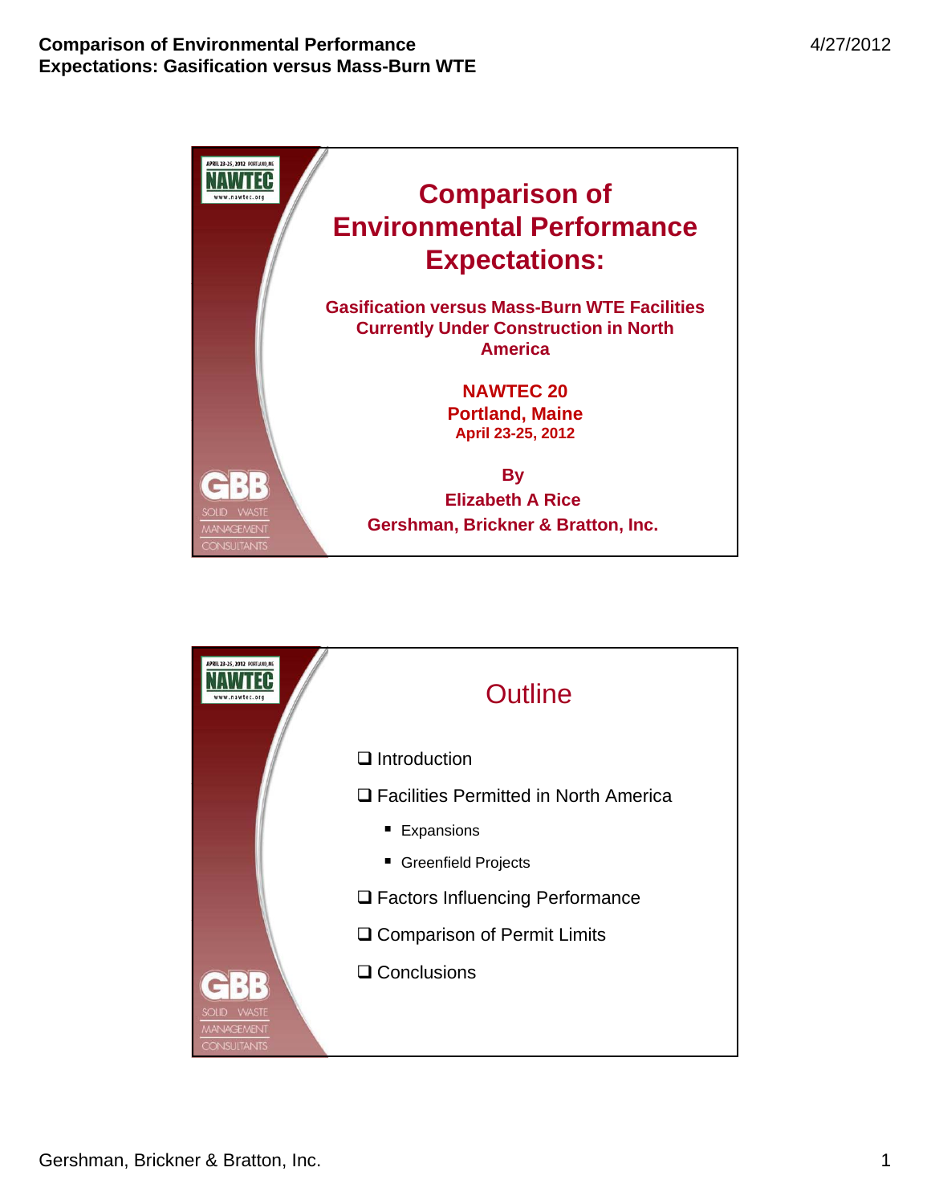# Comparison of Environmental Performance Expectations:

## Gasification versus Mass-Burn WTE Facilities Currently Under Construction in North America

**NAWTEC 20**
**Portland, Maine**
**April 23-25, 2012**

**By**
**Elizabeth A Rice**
**Gershman, Brickner & Bratton, Inc.**

---

# Outline

- Introduction
- Facilities Permitted in North America
  - Expansions
  - Greenfield Projects
- Factors Influencing Performance
- Comparison of Permit Limits
- Conclusions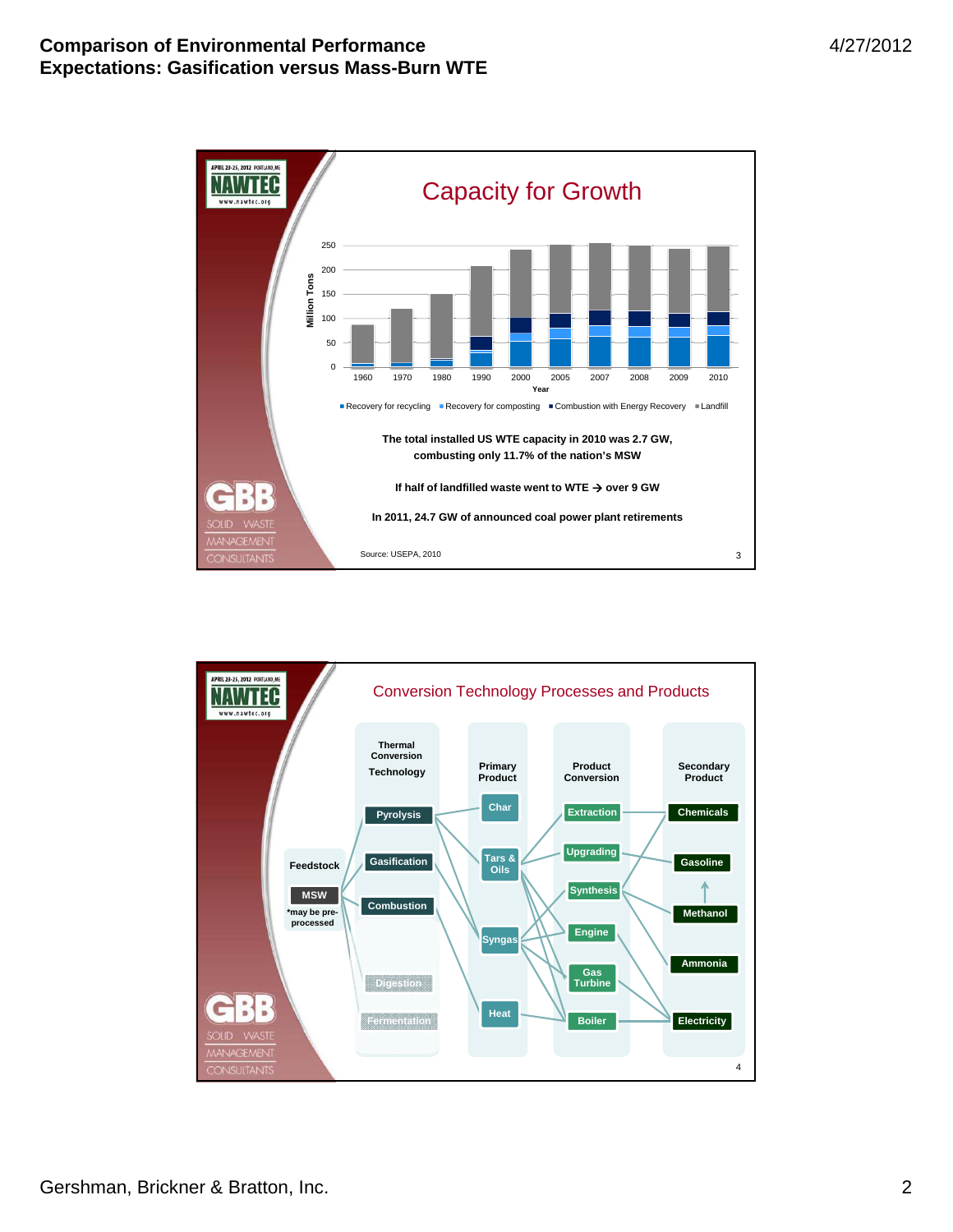## Capacity for Growth

| Year | Recovery for recycling | Recovery for composting | Combustion with Energy Recovery | Landfill |
|---|---|---|---|---|
| 1960 | | | | |
| 1970 | | | | |
| 1980 | | | | |
| 1990 | | | | |
| 2000 | | | | |
| 2005 | | | | |
| 2007 | | | | |
| 2008 | | | | |
| 2009 | | | | |
| 2010 | | | | |

Million Tons (0–250) by Year

The total installed US WTE capacity in 2010 was 2.7 GW, combusting only 11.7% of the nation's MSW

If half of landfilled waste went to WTE → over 9 GW

In 2011, 24.7 GW of announced coal power plant retirements

Source: USEPA, 2010

## Conversion Technology Processes and Products

| Feedstock | Thermal Conversion Technology | Primary Product | Product Conversion | Secondary Product |
|---|---|---|---|---|
| MSW (*may be pre-processed) | Pyrolysis | Char | Extraction | Chemicals |
| | Gasification | Tars & Oils | Upgrading | Gasoline |
| | Combustion | Syngas | Synthesis | Methanol |
| | Digestion | Heat | Engine | Ammonia |
| | Fermentation | | Gas Turbine | Electricity |
| | | | Boiler | |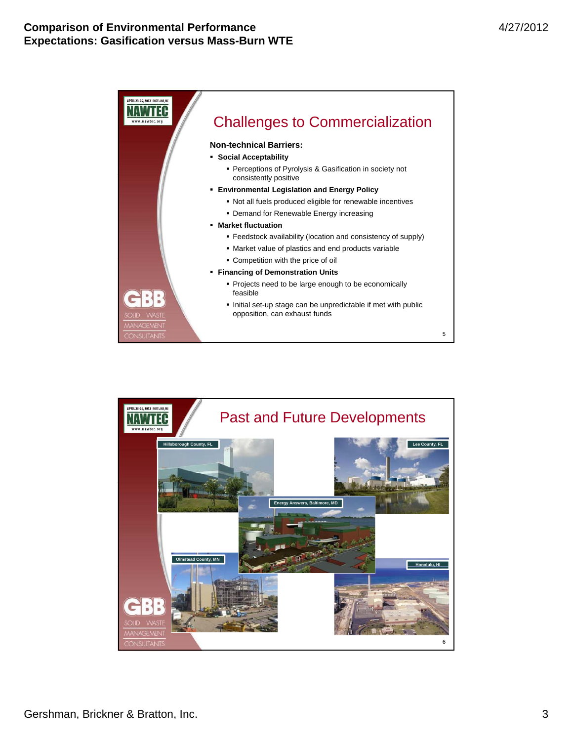## Challenges to Commercialization

**Non-technical Barriers:**

- **Social Acceptability**
  - Perceptions of Pyrolysis & Gasification in society not consistently positive
- **Environmental Legislation and Energy Policy**
  - Not all fuels produced eligible for renewable incentives
  - Demand for Renewable Energy increasing
- **Market fluctuation**
  - Feedstock availability (location and consistency of supply)
  - Market value of plastics and end products variable
  - Competition with the price of oil
- **Financing of Demonstration Units**
  - Projects need to be large enough to be economically feasible
  - Initial set-up stage can be unpredictable if met with public opposition, can exhaust funds

## Past and Future Developments

Hillsborough County, FL

Lee County, FL

Energy Answers, Baltimore, MD

Olmstead County, MN

Honolulu, HI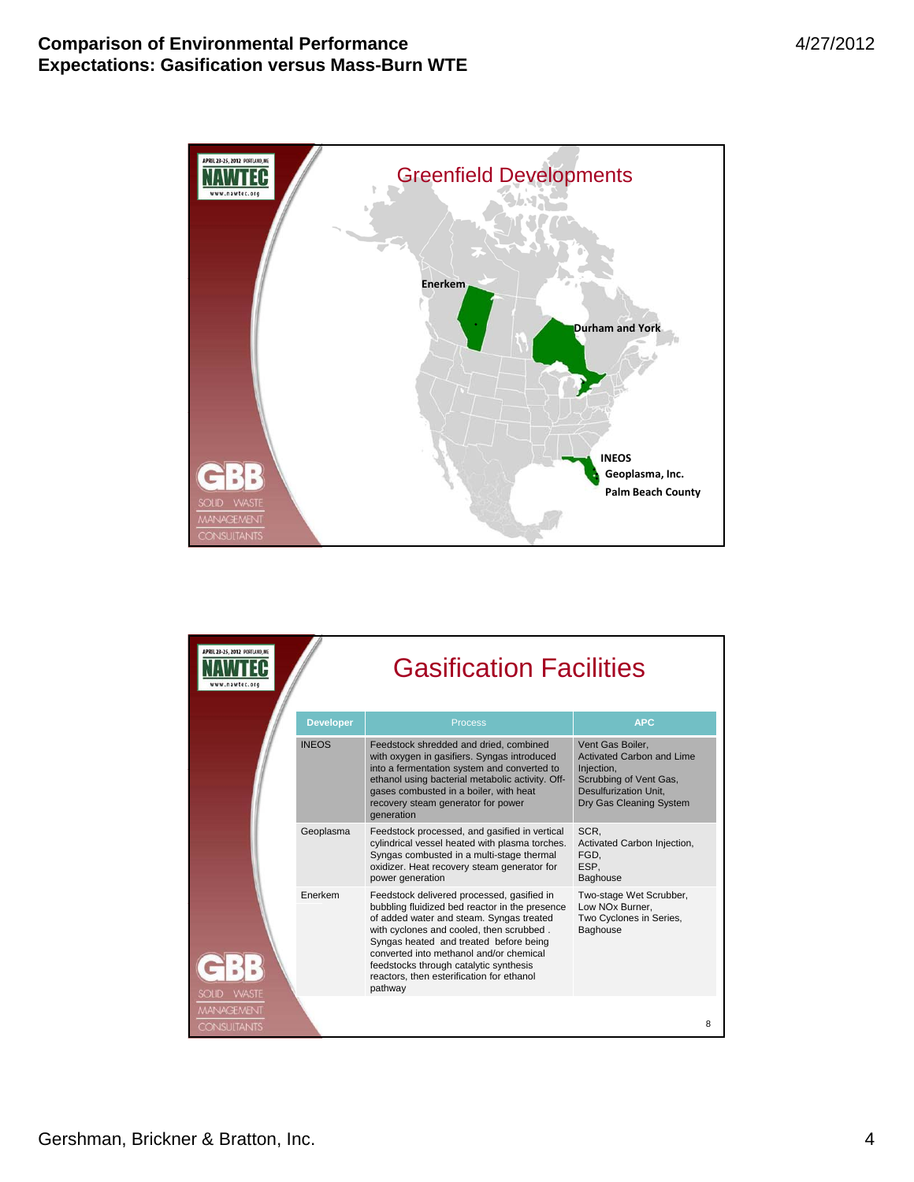## Greenfield Developments

Enerkem

Durham and York

INEOS

Geoplasma, Inc.

Palm Beach County

## Gasification Facilities

| Developer | Process | APC |
|---|---|---|
| INEOS | Feedstock shredded and dried, combined with oxygen in gasifiers. Syngas introduced into a fermentation system and converted to ethanol using bacterial metabolic activity. Off-gases combusted in a boiler, with heat recovery steam generator for power generation | Vent Gas Boiler, Activated Carbon and Lime Injection, Scrubbing of Vent Gas, Desulfurization Unit, Dry Gas Cleaning System |
| Geoplasma | Feedstock processed, and gasified in vertical cylindrical vessel heated with plasma torches. Syngas combusted in a multi-stage thermal oxidizer. Heat recovery steam generator for power generation | SCR, Activated Carbon Injection, FGD, ESP, Baghouse |
| Enerkem | Feedstock delivered processed, gasified in bubbling fluidized bed reactor in the presence of added water and steam. Syngas treated with cyclones and cooled, then scrubbed. Syngas heated and treated before being converted into methanol and/or chemical feedstocks through catalytic synthesis reactors, then esterification for ethanol pathway | Two-stage Wet Scrubber, Low NOx Burner, Two Cyclones in Series, Baghouse |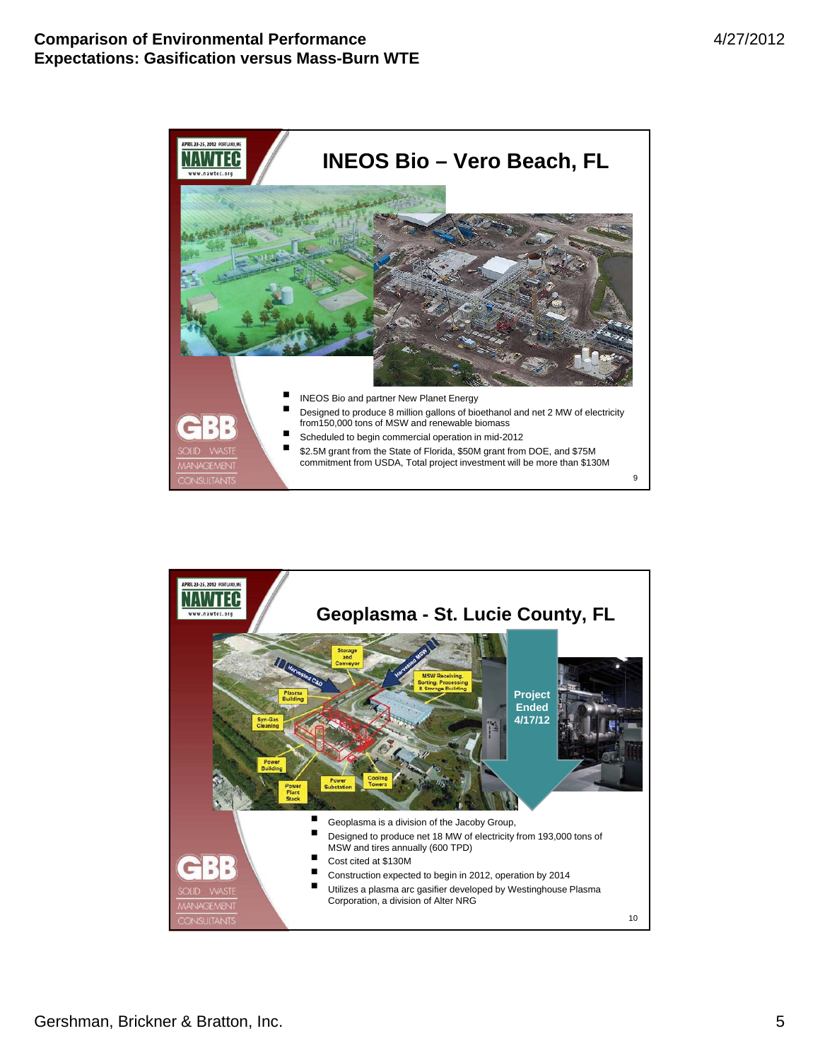## INEOS Bio – Vero Beach, FL

- INEOS Bio and partner New Planet Energy
- Designed to produce 8 million gallons of bioethanol and net 2 MW of electricity from150,000 tons of MSW and renewable biomass
- Scheduled to begin commercial operation in mid-2012
- $2.5M grant from the State of Florida, $50M grant from DOE, and $75M commitment from USDA, Total project investment will be more than $130M

## Geoplasma - St. Lucie County, FL

Project Ended 4/17/12

- Geoplasma is a division of the Jacoby Group,
- Designed to produce net 18 MW of electricity from 193,000 tons of MSW and tires annually (600 TPD)
- Cost cited at $130M
- Construction expected to begin in 2012, operation by 2014
- Utilizes a plasma arc gasifier developed by Westinghouse Plasma Corporation, a division of Alter NRG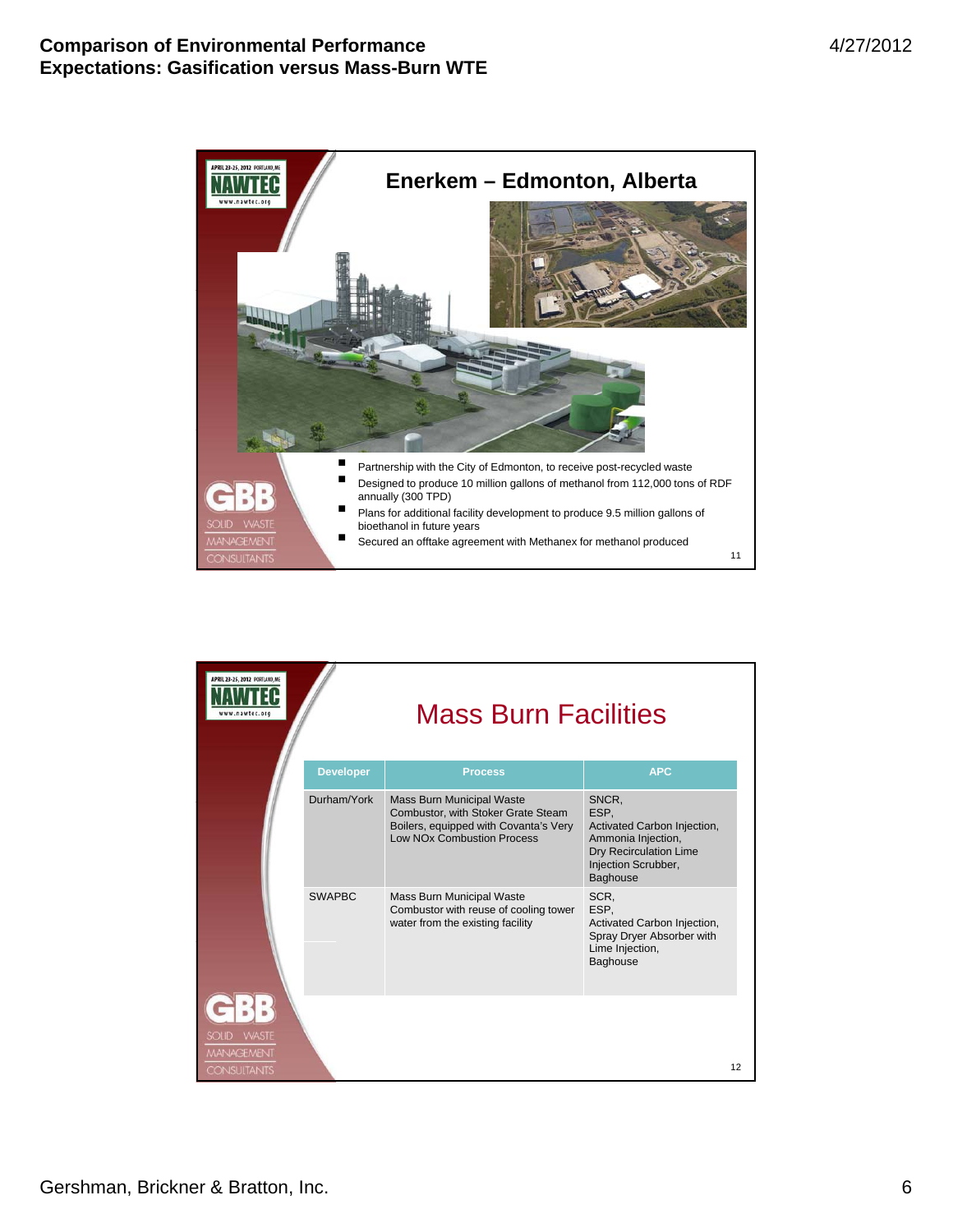## Enerkem – Edmonton, Alberta

- Partnership with the City of Edmonton, to receive post-recycled waste
- Designed to produce 10 million gallons of methanol from 112,000 tons of RDF annually (300 TPD)
- Plans for additional facility development to produce 9.5 million gallons of bioethanol in future years
- Secured an offtake agreement with Methanex for methanol produced

## Mass Burn Facilities

| Developer | Process | APC |
|---|---|---|
| Durham/York | Mass Burn Municipal Waste Combustor, with Stoker Grate Steam Boilers, equipped with Covanta's Very Low NOx Combustion Process | SNCR, ESP, Activated Carbon Injection, Ammonia Injection, Dry Recirculation Lime Injection Scrubber, Baghouse |
| SWAPBC | Mass Burn Municipal Waste Combustor with reuse of cooling tower water from the existing facility | SCR, ESP, Activated Carbon Injection, Spray Dryer Absorber with Lime Injection, Baghouse |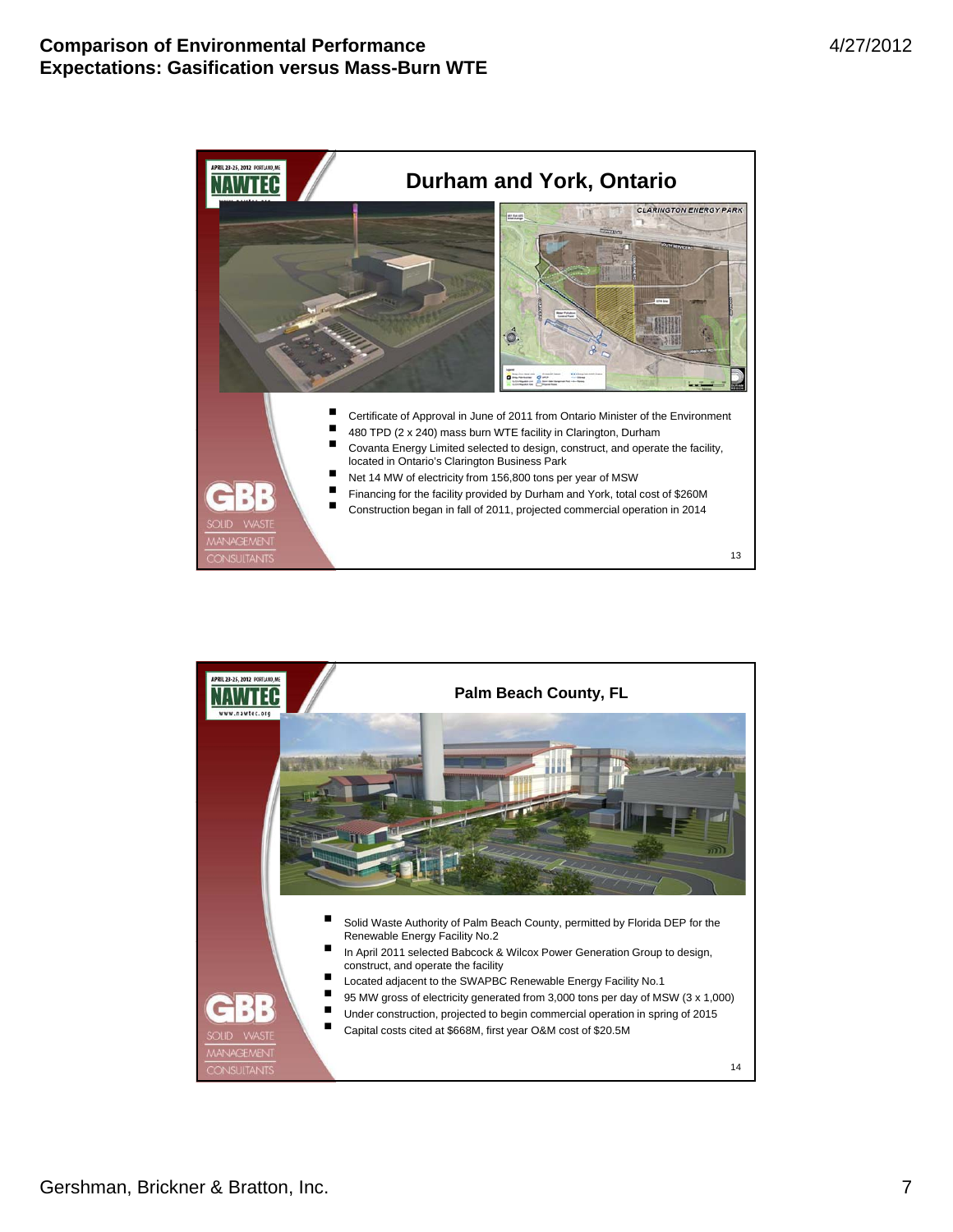## Durham and York, Ontario

- Certificate of Approval in June of 2011 from Ontario Minister of the Environment
- 480 TPD (2 x 240) mass burn WTE facility in Clarington, Durham
- Covanta Energy Limited selected to design, construct, and operate the facility, located in Ontario's Clarington Business Park
- Net 14 MW of electricity from 156,800 tons per year of MSW
- Financing for the facility provided by Durham and York, total cost of $260M
- Construction began in fall of 2011, projected commercial operation in 2014

## Palm Beach County, FL

- Solid Waste Authority of Palm Beach County, permitted by Florida DEP for the Renewable Energy Facility No.2
- In April 2011 selected Babcock & Wilcox Power Generation Group to design, construct, and operate the facility
- Located adjacent to the SWAPBC Renewable Energy Facility No.1
- 95 MW gross of electricity generated from 3,000 tons per day of MSW (3 x 1,000)
- Under construction, projected to begin commercial operation in spring of 2015
- Capital costs cited at $668M, first year O&M cost of $20.5M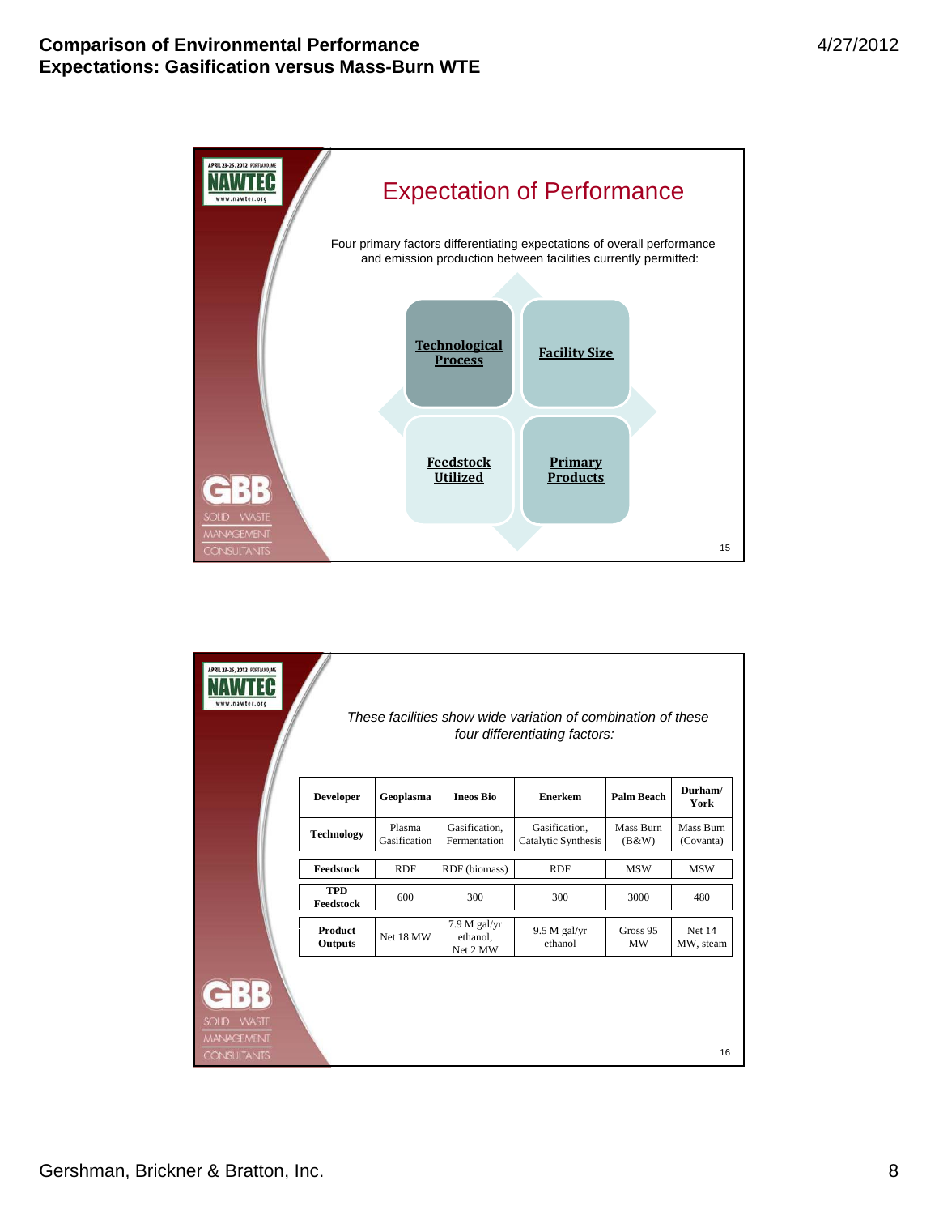## Expectation of Performance

Four primary factors differentiating expectations of overall performance and emission production between facilities currently permitted:

- **Technological Process**
- **Facility Size**
- **Feedstock Utilized**
- **Primary Products**

*These facilities show wide variation of combination of these four differentiating factors:*

| Developer | Geoplasma | Ineos Bio | Enerkem | Palm Beach | Durham/ York |
|---|---|---|---|---|---|
| Technology | Plasma Gasification | Gasification, Fermentation | Gasification, Catalytic Synthesis | Mass Burn (B&W) | Mass Burn (Covanta) |
| Feedstock | RDF | RDF (biomass) | RDF | MSW | MSW |
| TPD Feedstock | 600 | 300 | 300 | 3000 | 480 |
| Product Outputs | Net 18 MW | 7.9 M gal/yr ethanol, Net 2 MW | 9.5 M gal/yr ethanol | Gross 95 MW | Net 14 MW, steam |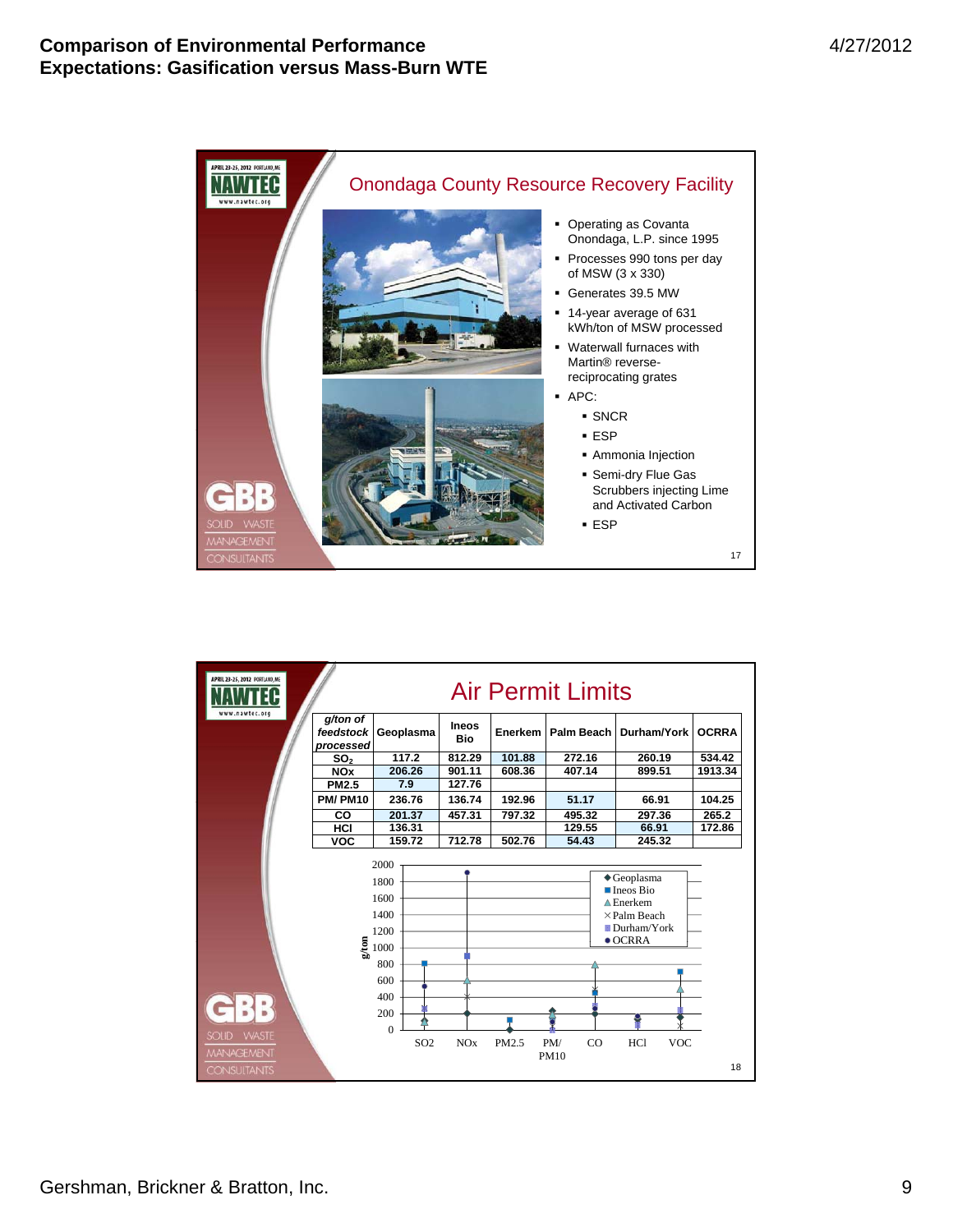## Onondaga County Resource Recovery Facility

- Operating as Covanta Onondaga, L.P. since 1995
- Processes 990 tons per day of MSW (3 x 330)
- Generates 39.5 MW
- 14-year average of 631 kWh/ton of MSW processed
- Waterwall furnaces with Martin® reverse-reciprocating grates
- APC:
  - SNCR
  - ESP
  - Ammonia Injection
  - Semi-dry Flue Gas Scrubbers injecting Lime and Activated Carbon
  - ESP

## Air Permit Limits

| *g/ton of feedstock processed* | Geoplasma | Ineos Bio | Enerkem | Palm Beach | Durham/York | OCRRA |
|---|---|---|---|---|---|---|
| $SO_2$ | 117.2 | 812.29 | 101.88 | 272.16 | 260.19 | 534.42 |
| NOx | 206.26 | 901.11 | 608.36 | 407.14 | 899.51 | 1913.34 |
| PM2.5 | 7.9 | 127.76 | | | | |
| PM/ PM10 | 236.76 | 136.74 | 192.96 | 51.17 | 66.91 | 104.25 |
| CO | 201.37 | 457.31 | 797.32 | 495.32 | 297.36 | 265.2 |
| HCl | 136.31 | | | 129.55 | 66.91 | 172.86 |
| VOC | 159.72 | 712.78 | 502.76 | 54.43 | 245.32 | |

Chart: g/ton (0–2000) for SO2, NOx, PM2.5, PM/PM10, CO, HCl, VOC — series: Geoplasma, Ineos Bio, Enerkem, Palm Beach, Durham/York, OCRRA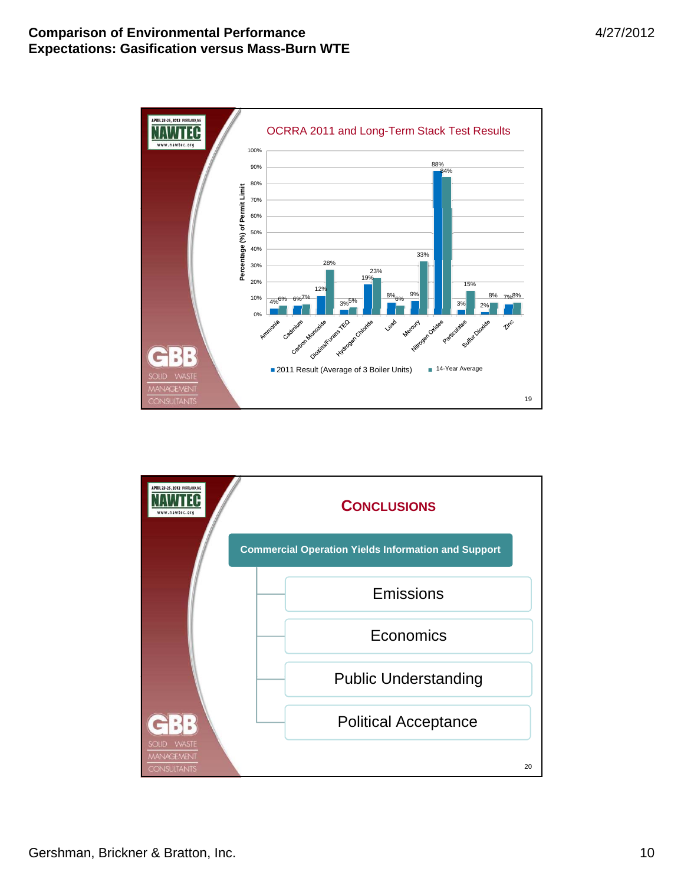## OCRRA 2011 and Long-Term Stack Test Results

Percentage (%) of Permit Limit

| Pollutant | 2011 Result (Average of 3 Boiler Units) | 14-Year Average |
|---|---|---|
| Ammonia | 4% | 6% |
| Cadmium | 6% | 7% |
| Carbon Monoxide | 12% | 28% |
| Dioxins/Furans TEQ | 3% | 5% |
| Hydrogen Chloride | 19% | 23% |
| Lead | 8% | 6% |
| Mercury | 9% | 33% |
| Nitrogen Oxides | 88% | 84% |
| Particulates | 3% | 15% |
| Sulfur Dioxide | 2% | 8% |
| Zinc | 7% | 8% |

## Conclusions

**Commercial Operation Yields Information and Support**

- Emissions
- Economics
- Public Understanding
- Political Acceptance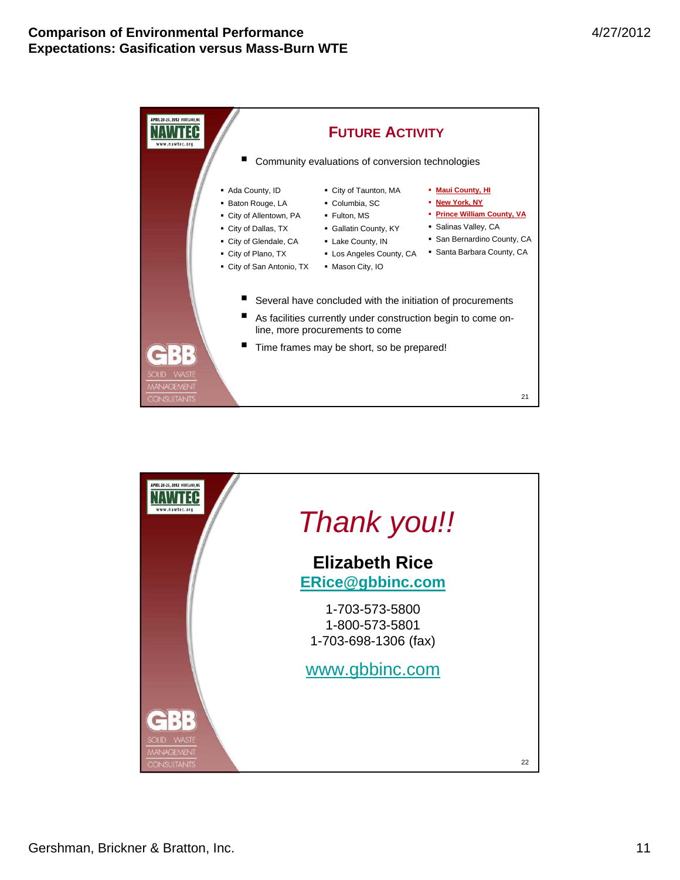## Future Activity

- Community evaluations of conversion technologies

- Ada County, ID
- Baton Rouge, LA
- City of Allentown, PA
- City of Dallas, TX
- City of Glendale, CA
- City of Plano, TX
- City of San Antonio, TX
- City of Taunton, MA
- Columbia, SC
- Fulton, MS
- Gallatin County, KY
- Lake County, IN
- Los Angeles County, CA
- Mason City, IO
- **Maui County, HI**
- **New York, NY**
- **Prince William County, VA**
- Salinas Valley, CA
- San Bernardino County, CA
- Santa Barbara County, CA

- Several have concluded with the initiation of procurements
- As facilities currently under construction begin to come on-line, more procurements to come
- Time frames may be short, so be prepared!

## *Thank you!!*

**Elizabeth Rice**
**ERice@gbbinc.com**

1-703-573-5800
1-800-573-5801
1-703-698-1306 (fax)

www.gbbinc.com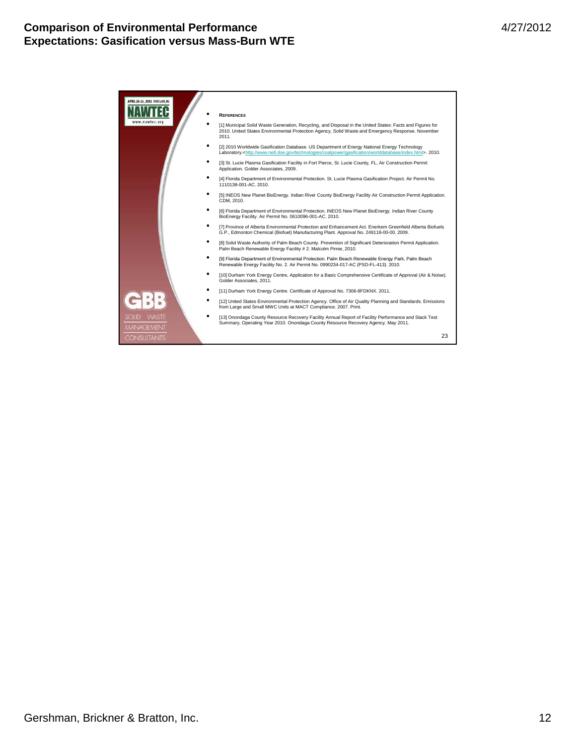## References

- [1] Municipal Solid Waste Generation, Recycling, and Disposal in the United States: Facts and Figures for 2010. United States Environmental Protection Agency, Solid Waste and Emergency Response. November 2011.
- [2] 2010 Worldwide Gasification Database. US Department of Energy National Energy Technology Laboratory.<http://www.netl.doe.gov/technologies/coalpower/gasification/worlddatabase/index.html>. 2010.
- [3] St. Lucie Plasma Gasification Facility in Fort Pierce, St. Lucie County, FL, Air Construction Permit Application. Golder Associates, 2009.
- [4] Florida Department of Environmental Protection. St. Lucie Plasma Gasification Project. Air Permit No. 1110138-001-AC. 2010.
- [5] INEOS New Planet BioEnergy. Indian River County BioEnergy Facility Air Construction Permit Application. CDM, 2010.
- [6] Florida Department of Environmental Protection. INEOS New Planet BioEnergy. Indian River County BioEnergy Facility. Air Permit No. 0610096-001-AC. 2010.
- [7] Province of Alberta Environmental Protection and Enhancement Act. Enerkem Greenfield Alberta Biofuels G.P., Edmonton Chemical (Biofuel) Manufacturing Plant. Approval No. 249118-00-00. 2009.
- [8] Solid Waste Authority of Palm Beach County. Prevention of Significant Deterioration Permit Application. Palm Beach Renewable Energy Facility # 2. Malcolm Pirnie, 2010.
- [9] Florida Department of Environmental Protection. Palm Beach Renewable Energy Park, Palm Beach Renewable Energy Facility No. 2. Air Permit No. 0990234-017-AC (PSD-FL-413). 2010.
- [10] Durham York Energy Centre, Application for a Basic Comprehensive Certificate of Approval (Air & Noise). Golder Associates, 2011.
- [11] Durham York Energy Centre. Certificate of Approval No. 7306-8FDKNX. 2011.
- [12] United States Environmental Protection Agency. Office of Air Quality Planning and Standards. Emissions from Large and Small MWC Units at MACT Compliance. 2007. Print.
- [13] Onondaga County Resource Recovery Facility Annual Report of Facility Performance and Stack Test Summary, Operating Year 2010. Onondaga County Resource Recovery Agency. May 2011.